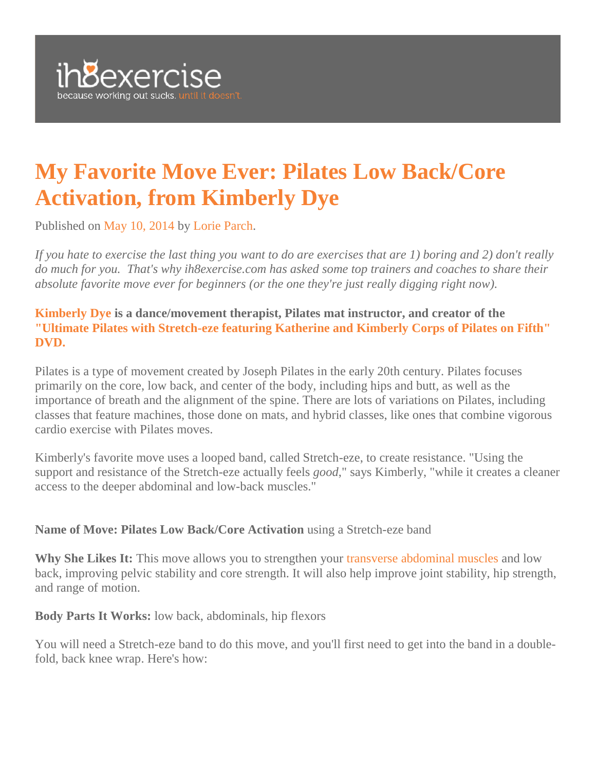ih8exercise

because working out sucks. until it doesn't.

# My Favorite Move Ever: Pilates Low Back/Core Activation, from Kimberly Dye

Published on May 10, 2014 by Lorie Parch.

*If you hate to exercise the last thing you want to do are exercises that are 1) boring and 2) don't really do much for you.  That's why ih8exercise.com has asked some top trainers and coaches to share their absolute favorite move ever for beginners (or the one they're just really digging right now).*

**Kimberly Dye is a dance/movement therapist, Pilates mat instructor, and creator of the "Ultimate Pilates with Stretch-eze featuring Katherine and Kimberly Corps of Pilates on Fifth" DVD.**

Pilates is a type of movement created by Joseph Pilates in the early 20th century. Pilates focuses primarily on the core, low back, and center of the body, including hips and butt, as well as the importance of breath and the alignment of the spine. There are lots of variations on Pilates, including classes that feature machines, those done on mats, and hybrid classes, like ones that combine vigorous cardio exercise with Pilates moves.

Kimberly's favorite move uses a looped band, called Stretch-eze, to create resistance. "Using the support and resistance of the Stretch-eze actually feels *good*," says Kimberly, "while it creates a cleaner access to the deeper abdominal and low-back muscles."

**Name of Move: Pilates Low Back/Core Activation** using a Stretch-eze band

**Why She Likes It:** This move allows you to strengthen your transverse abdominal muscles and low back, improving pelvic stability and core strength. It will also help improve joint stability, hip strength, and range of motion.

**Body Parts It Works:** low back, abdominals, hip flexors

You will need a Stretch-eze band to do this move, and you'll first need to get into the band in a double-fold, back knee wrap. Here's how: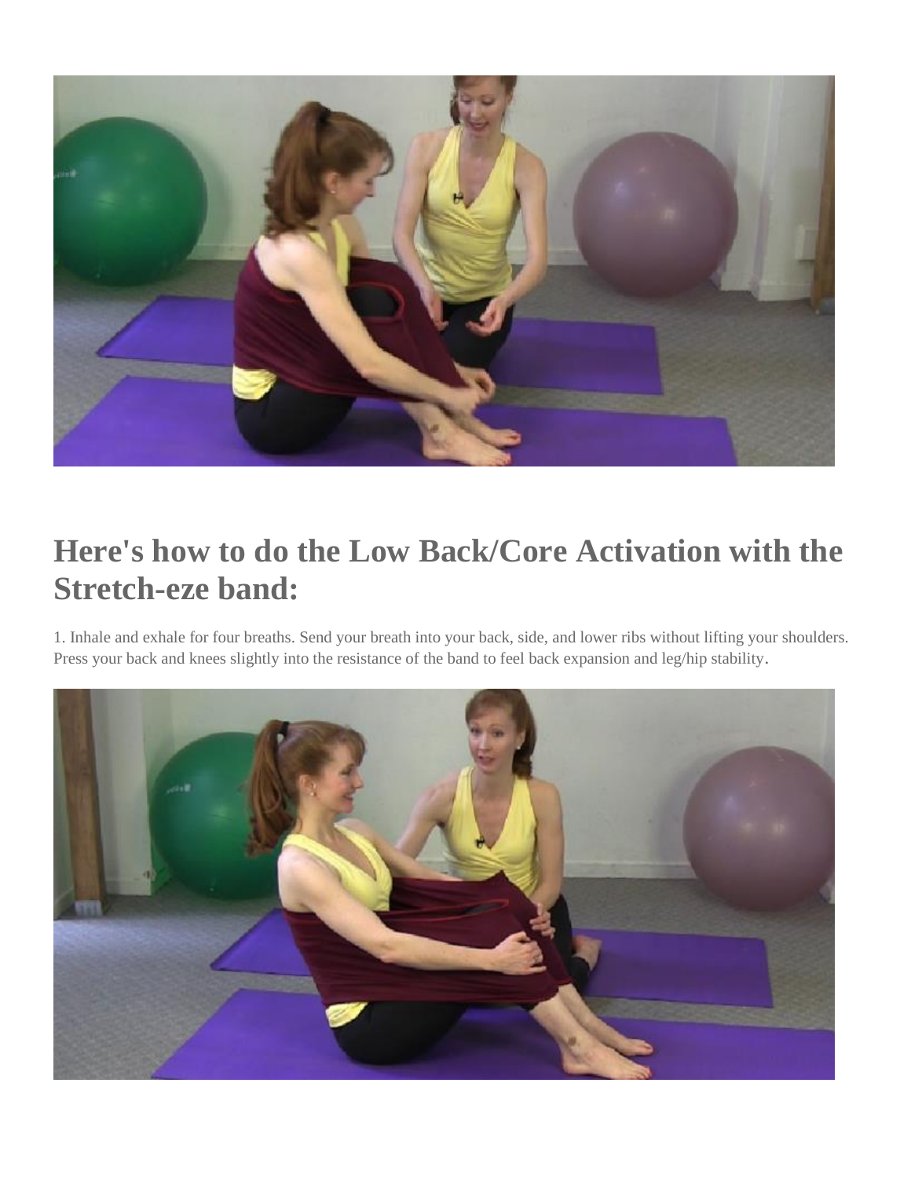## Here's how to do the Low Back/Core Activation with the Stretch-eze band:

1. Inhale and exhale for four breaths. Send your breath into your back, side, and lower ribs without lifting your shoulders. Press your back and knees slightly into the resistance of the band to feel back expansion and leg/hip stability.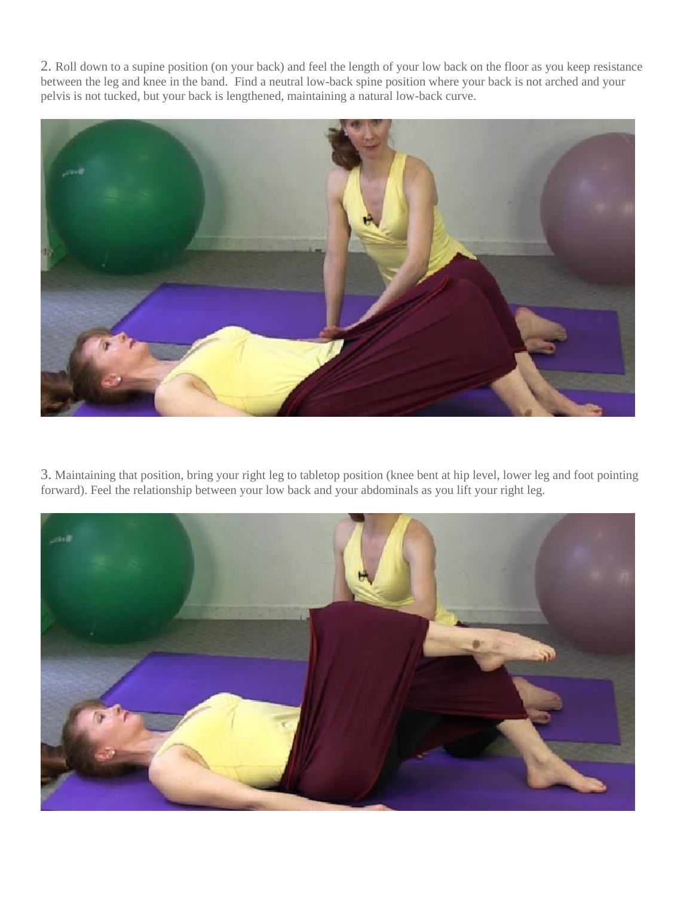2. Roll down to a supine position (on your back) and feel the length of your low back on the floor as you keep resistance between the leg and knee in the band. Find a neutral low-back spine position where your back is not arched and your pelvis is not tucked, but your back is lengthened, maintaining a natural low-back curve.

3. Maintaining that position, bring your right leg to tabletop position (knee bent at hip level, lower leg and foot pointing forward). Feel the relationship between your low back and your abdominals as you lift your right leg.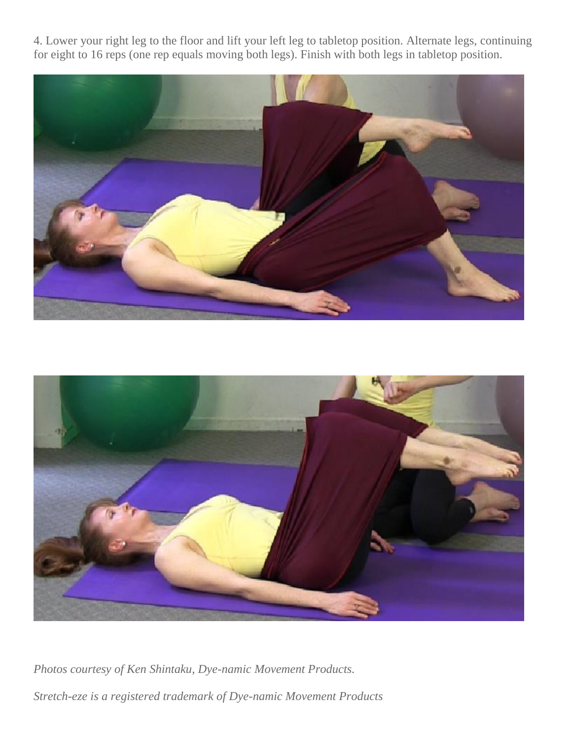4. Lower your right leg to the floor and lift your left leg to tabletop position. Alternate legs, continuing for eight to 16 reps (one rep equals moving both legs). Finish with both legs in tabletop position.

*Photos courtesy of Ken Shintaku, Dye-namic Movement Products.*

*Stretch-eze is a registered trademark of Dye-namic Movement Products*